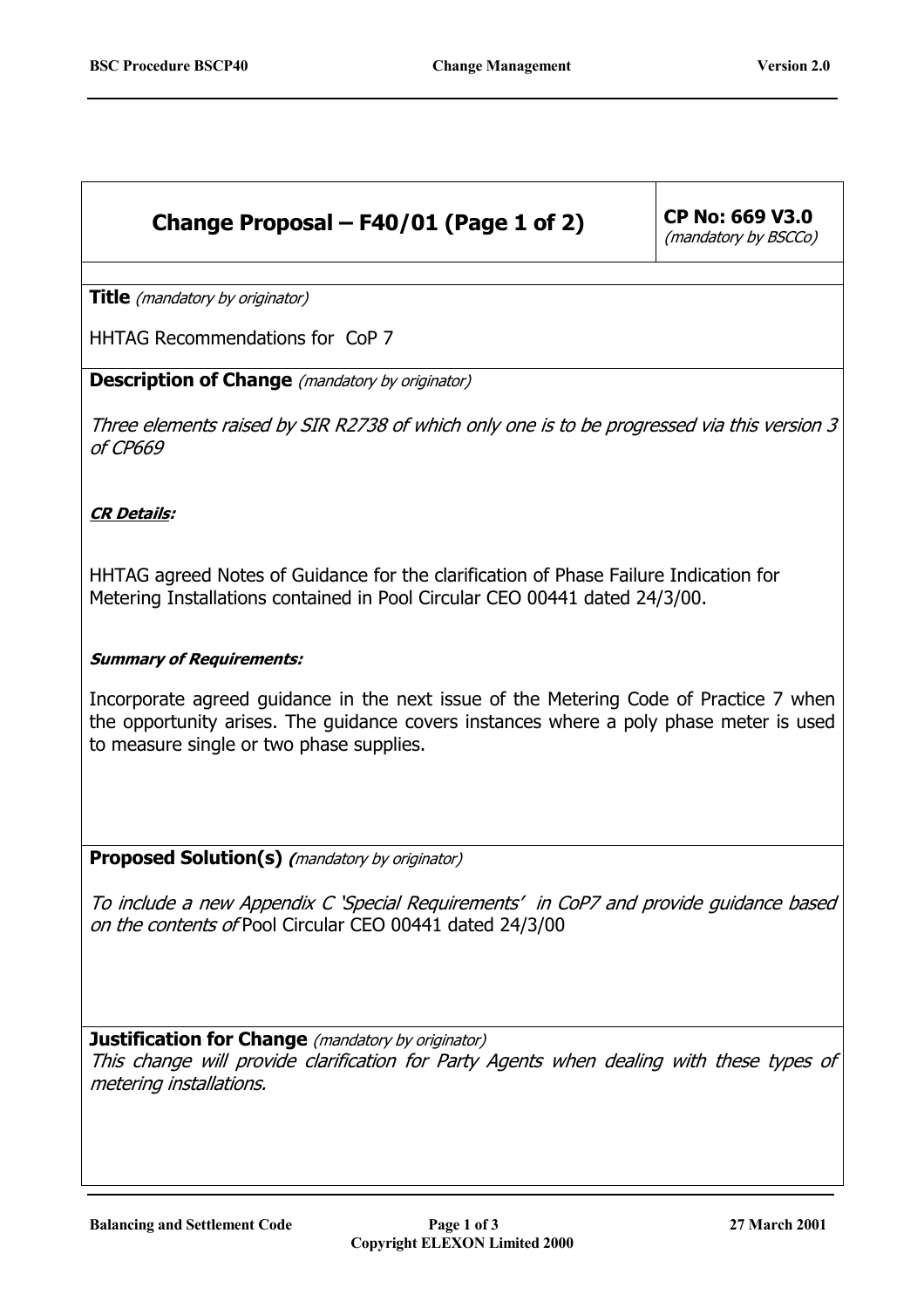| **Change Proposal – F40/01 (Page 1 of 2)** | **CP No: 669 V3.0** *(mandatory by BSCCo)* |
|---|---|

**Title** *(mandatory by originator)*

HHTAG Recommendations for CoP 7

**Description of Change** *(mandatory by originator)*

*Three elements raised by SIR R2738 of which only one is to be progressed via this version 3 of CP669*

***CR Details*:**

HHTAG agreed Notes of Guidance for the clarification of Phase Failure Indication for Metering Installations contained in Pool Circular CEO 00441 dated 24/3/00.

***Summary of Requirements:***

Incorporate agreed guidance in the next issue of the Metering Code of Practice 7 when the opportunity arises. The guidance covers instances where a poly phase meter is used to measure single or two phase supplies.

**Proposed Solution(s)** *(mandatory by originator)*

*To include a new Appendix C 'Special Requirements' in CoP7 and provide guidance based on the contents of* Pool Circular CEO 00441 dated 24/3/00

**Justification for Change** *(mandatory by originator)*

*This change will provide clarification for Party Agents when dealing with these types of metering installations.*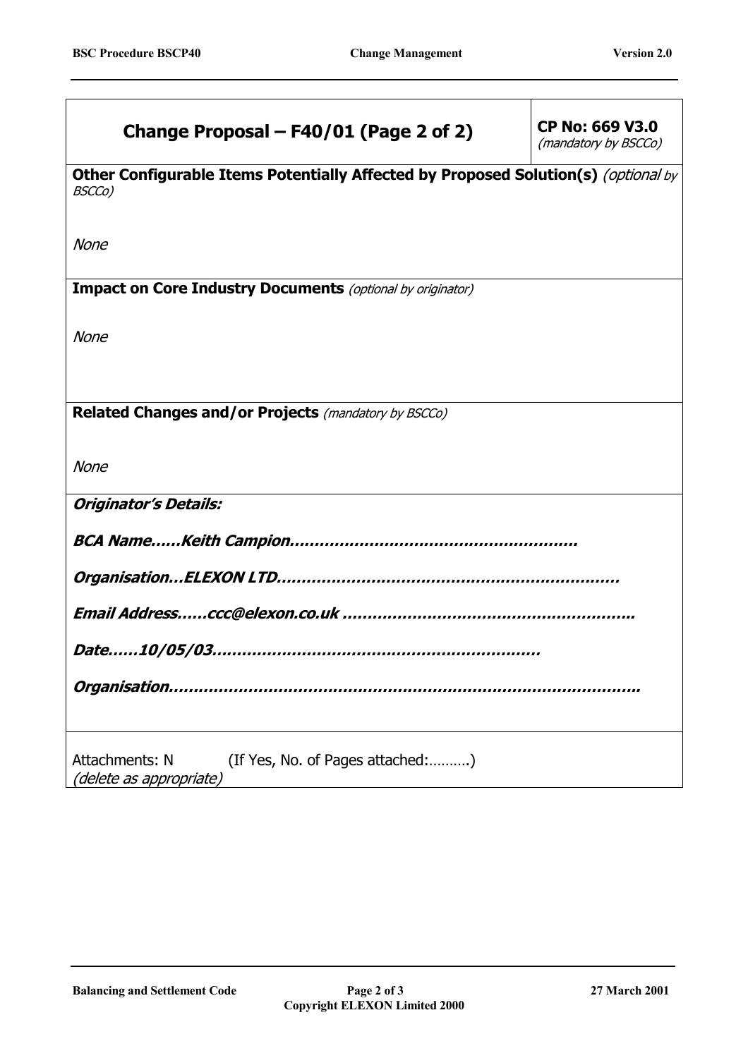| **Change Proposal – F40/01 (Page 2 of 2)** | **CP No: 669 V3.0** *(mandatory by BSCCo)* |
|---|---|

**Other Configurable Items Potentially Affected by Proposed Solution(s)** *(optional by BSCCo)*

*None*

**Impact on Core Industry Documents** *(optional by originator)*

*None*

**Related Changes and/or Projects** *(mandatory by BSCCo)*

*None*

***Originator's Details:***

***BCA Name……Keith Campion…………………………………………………***

***Organisation…ELEXON LTD……………………………………………………….***

***Email Address……ccc@elexon.co.uk …………………………………………………..***

***Date……10/05/03………………………………………………………***

***Organisation……………………………………………………………………………..***

Attachments: N (If Yes, No. of Pages attached:……….)
*(delete as appropriate)*